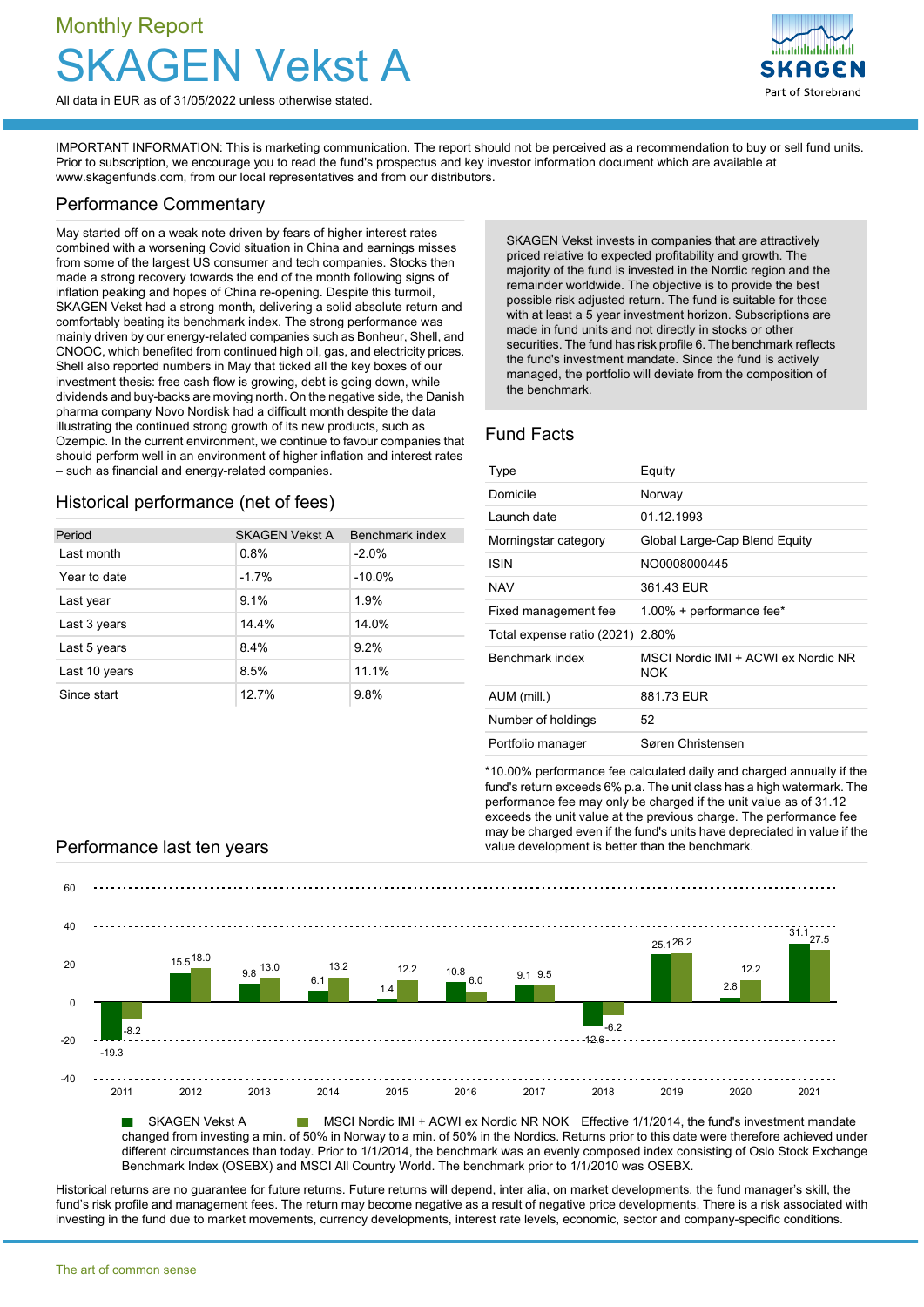Monthly Report

# SKAGEN Vekst A

All data in EUR as of 31/05/2022 unless otherwise stated.

IMPORTANT INFORMATION: This is marketing communication. The report should not be perceived as a recommendation to buy or sell fund units. Prior to subscription, we encourage you to read the fund's prospectus and key investor information document which are available at www.skagenfunds.com, from our local representatives and from our distributors.

## Performance Commentary

May started off on a weak note driven by fears of higher interest rates combined with a worsening Covid situation in China and earnings misses from some of the largest US consumer and tech companies. Stocks then made a strong recovery towards the end of the month following signs of inflation peaking and hopes of China re-opening. Despite this turmoil, SKAGEN Vekst had a strong month, delivering a solid absolute return and comfortably beating its benchmark index. The strong performance was mainly driven by our energy-related companies such as Bonheur, Shell, and CNOOC, which benefited from continued high oil, gas, and electricity prices. Shell also reported numbers in May that ticked all the key boxes of our investment thesis: free cash flow is growing, debt is going down, while dividends and buy-backs are moving north. On the negative side, the Danish pharma company Novo Nordisk had a difficult month despite the data illustrating the continued strong growth of its new products, such as Ozempic. In the current environment, we continue to favour companies that should perform well in an environment of higher inflation and interest rates – such as financial and energy-related companies.

SKAGEN Vekst invests in companies that are attractively priced relative to expected profitability and growth. The majority of the fund is invested in the Nordic region and the remainder worldwide. The objective is to provide the best possible risk adjusted return. The fund is suitable for those with at least a 5 year investment horizon. Subscriptions are made in fund units and not directly in stocks or other securities. The fund has risk profile 6. The benchmark reflects the fund's investment mandate. Since the fund is actively managed, the portfolio will deviate from the composition of the benchmark.

## Historical performance (net of fees)

| Period | SKAGEN Vekst A | Benchmark index |
|---|---|---|
| Last month | 0.8% | -2.0% |
| Year to date | -1.7% | -10.0% |
| Last year | 9.1% | 1.9% |
| Last 3 years | 14.4% | 14.0% |
| Last 5 years | 8.4% | 9.2% |
| Last 10 years | 8.5% | 11.1% |
| Since start | 12.7% | 9.8% |

## Fund Facts

| | |
|---|---|
| Type | Equity |
| Domicile | Norway |
| Launch date | 01.12.1993 |
| Morningstar category | Global Large-Cap Blend Equity |
| ISIN | NO0008000445 |
| NAV | 361.43 EUR |
| Fixed management fee | 1.00% + performance fee* |
| Total expense ratio (2021) | 2.80% |
| Benchmark index | MSCI Nordic IMI + ACWI ex Nordic NR NOK |
| AUM (mill.) | 881.73 EUR |
| Number of holdings | 52 |
| Portfolio manager | Søren Christensen |

*10.00% performance fee calculated daily and charged annually if the fund's return exceeds 6% p.a. The unit class has a high watermark. The performance fee may only be charged if the unit value as of 31.12 exceeds the unit value at the previous charge. The performance fee may be charged even if the fund's units have depreciated in value if the value development is better than the benchmark.

## Performance last ten years

| Year | SKAGEN Vekst A | MSCI Nordic IMI + ACWI ex Nordic NR NOK |
|---|---|---|
| 2011 | -19.3 | -8.2 |
| 2012 | 15.5 | 18.0 |
| 2013 | 9.8 | 13.0 |
| 2014 | 6.1 | 13.2 |
| 2015 | 1.4 | 12.2 |
| 2016 | 10.8 | 6.0 |
| 2017 | 9.1 | 9.5 |
| 2018 | -12.6 | -6.2 |
| 2019 | 25.1 | 26.2 |
| 2020 | 2.8 | 12.2 |
| 2021 | 31.1 | 27.5 |

Effective 1/1/2014, the fund's investment mandate changed from investing a min. of 50% in Norway to a min. of 50% in the Nordics. Returns prior to this date were therefore achieved under different circumstances than today. Prior to 1/1/2014, the benchmark was an evenly composed index consisting of Oslo Stock Exchange Benchmark Index (OSEBX) and MSCI All Country World. The benchmark prior to 1/1/2010 was OSEBX.

Historical returns are no guarantee for future returns. Future returns will depend, inter alia, on market developments, the fund manager's skill, the fund's risk profile and management fees. The return may become negative as a result of negative price developments. There is a risk associated with investing in the fund due to market movements, currency developments, interest rate levels, economic, sector and company-specific conditions.

The art of common sense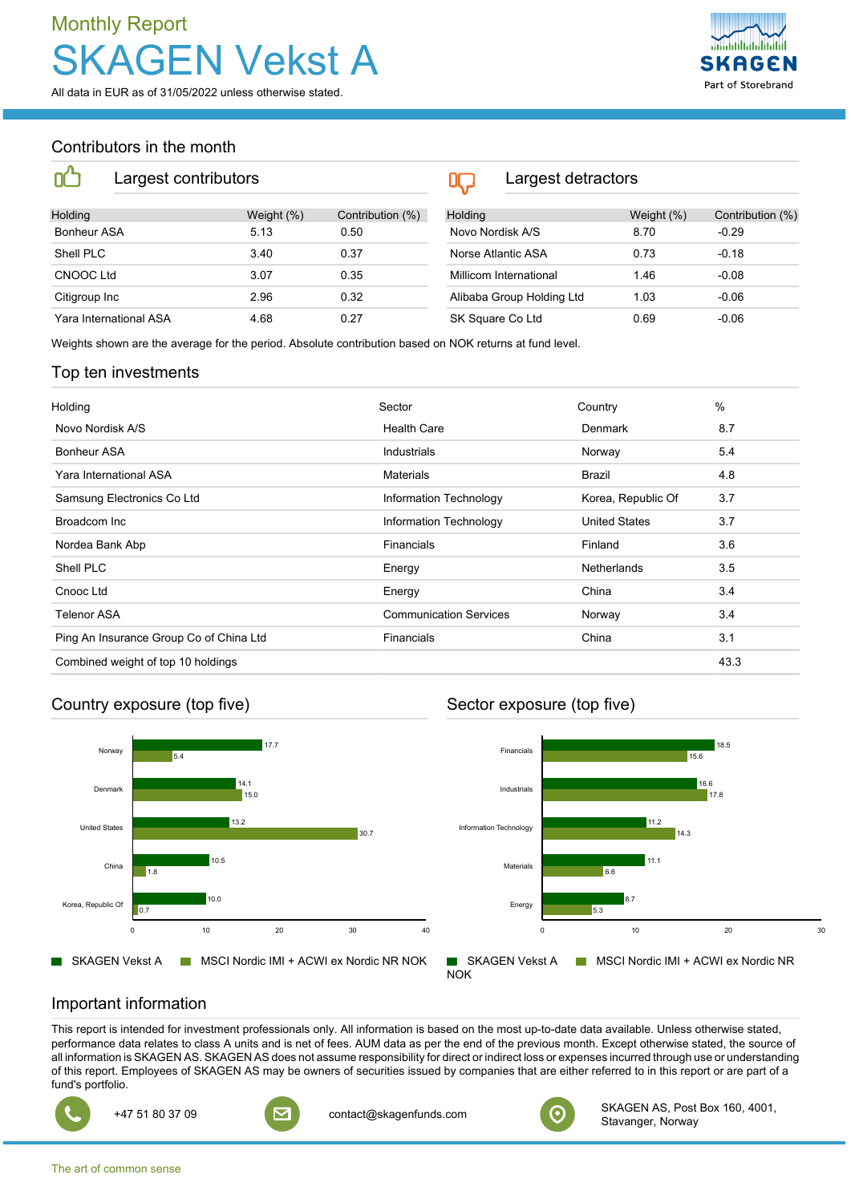Monthly Report

# SKAGEN Vekst A

All data in EUR as of 31/05/2022 unless otherwise stated.

## Contributors in the month

### Largest contributors

| Holding | Weight (%) | Contribution (%) |
|---|---|---|
| Bonheur ASA | 5.13 | 0.50 |
| Shell PLC | 3.40 | 0.37 |
| CNOOC Ltd | 3.07 | 0.35 |
| Citigroup Inc | 2.96 | 0.32 |
| Yara International ASA | 4.68 | 0.27 |

### Largest detractors

| Holding | Weight (%) | Contribution (%) |
|---|---|---|
| Novo Nordisk A/S | 8.70 | -0.29 |
| Norse Atlantic ASA | 0.73 | -0.18 |
| Millicom International | 1.46 | -0.08 |
| Alibaba Group Holding Ltd | 1.03 | -0.06 |
| SK Square Co Ltd | 0.69 | -0.06 |

Weights shown are the average for the period. Absolute contribution based on NOK returns at fund level.

## Top ten investments

| Holding | Sector | Country | % |
|---|---|---|---|
| Novo Nordisk A/S | Health Care | Denmark | 8.7 |
| Bonheur ASA | Industrials | Norway | 5.4 |
| Yara International ASA | Materials | Brazil | 4.8 |
| Samsung Electronics Co Ltd | Information Technology | Korea, Republic Of | 3.7 |
| Broadcom Inc | Information Technology | United States | 3.7 |
| Nordea Bank Abp | Financials | Finland | 3.6 |
| Shell PLC | Energy | Netherlands | 3.5 |
| Cnooc Ltd | Energy | China | 3.4 |
| Telenor ASA | Communication Services | Norway | 3.4 |
| Ping An Insurance Group Co of China Ltd | Financials | China | 3.1 |
| Combined weight of top 10 holdings | | | 43.3 |

## Country exposure (top five)

Norway 17.7 5.4
Denmark 14.1 15.0
United States 13.2 30.7
China 10.5 1.8
Korea, Republic Of 10.0 0.7

0 10 20 30 40

SKAGEN Vekst A    MSCI Nordic IMI + ACWI ex Nordic NR NOK

## Sector exposure (top five)

Financials 18.5 15.6
Industrials 16.6 17.8
Information Technology 11.2 14.3
Materials 11.1 6.6
Energy 8.7 5.3

0 10 20 30

SKAGEN Vekst A    MSCI Nordic IMI + ACWI ex Nordic NR NOK

## Important information

This report is intended for investment professionals only. All information is based on the most up-to-date data available. Unless otherwise stated, performance data relates to class A units and is net of fees. AUM data as per the end of the previous month. Except otherwise stated, the source of all information is SKAGEN AS. SKAGEN AS does not assume responsibility for direct or indirect loss or expenses incurred through use or understanding of this report. Employees of SKAGEN AS may be owners of securities issued by companies that are either referred to in this report or are part of a fund's portfolio.

+47 51 80 37 09

contact@skagenfunds.com

SKAGEN AS, Post Box 160, 4001, Stavanger, Norway

The art of common sense